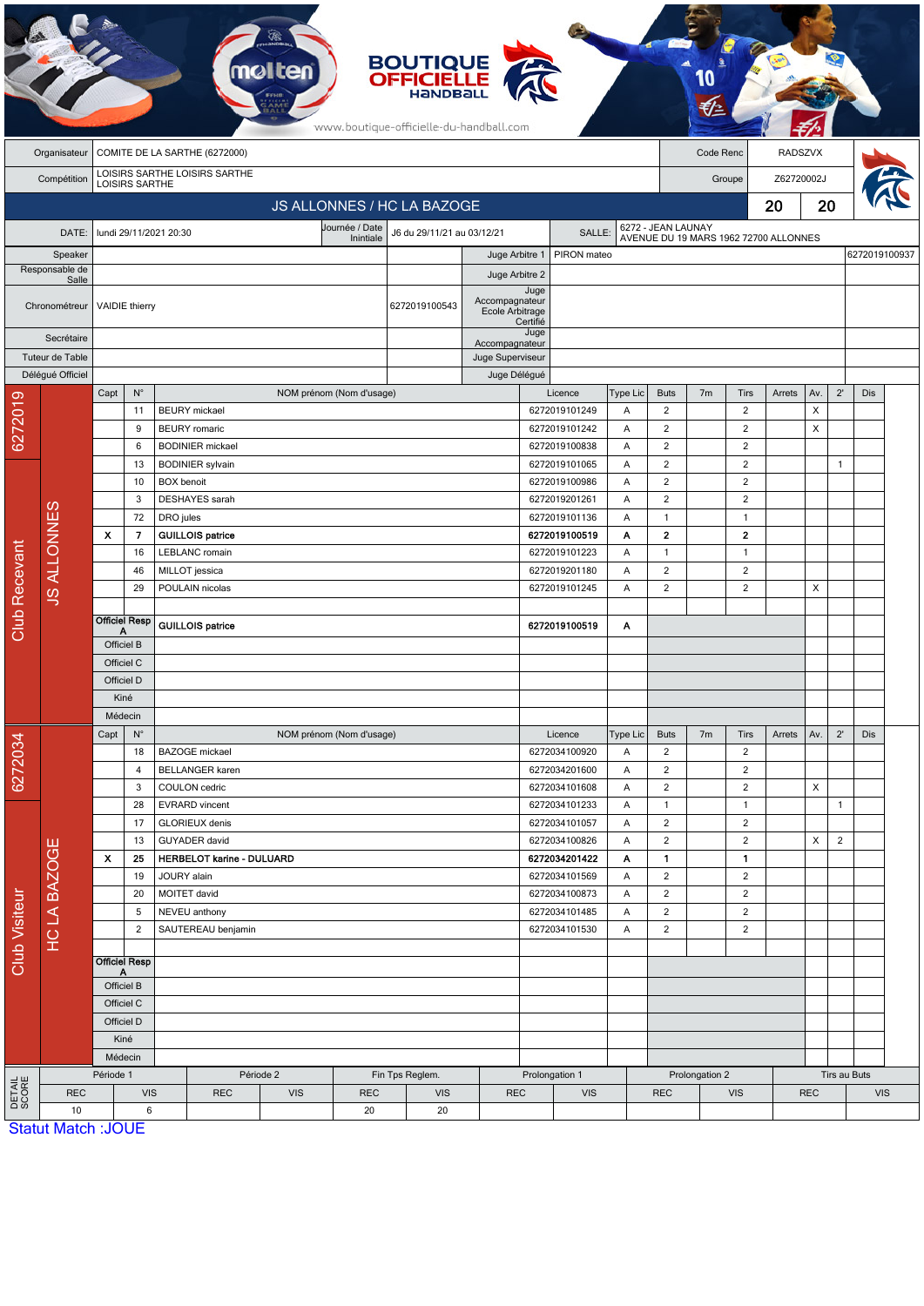BOUTIQUE OFFICIELLE HANDBALL

www.boutique-officielle-du-handball.com

| Organisateur | COMITE DE LA SARTHE (6272000) | Code Renc | RADSZVX |
|---|---|---|---|
| Compétition | LOISIRS SARTHE LOISIRS SARTHE LOISIRS SARTHE | Groupe | Z62720002J |

## JS ALLONNES / HC LA BAZOGE — 20 / 20

| DATE: | lundi 29/11/2021 20:30 | Journée / Date Initiale | J6 du 29/11/21 au 03/12/21 | SALLE: | 6272 - JEAN LAUNAY AVENUE DU 19 MARS 1962 72700 ALLONNES |
|---|---|---|---|---|---|

| | | | | | |
|---|---|---|---|---|---|
| Speaker | | | Juge Arbitre 1 | PIRON mateo | 6272019100937 |
| Responsable de Salle | | | Juge Arbitre 2 | | |
| Chronométreur | VAIDIE thierry | 6272019100543 | Juge Accompagnateur Ecole Arbitrage Certifié | | |
| Secrétaire | | | Juge Accompagnateur | | |
| Tuteur de Table | | | Juge Superviseur | | |
| Délégué Officiel | | | Juge Délégué | | |

### Club Recevant — 6272019 — JS ALLONNES

| Capt | N° | NOM prénom (Nom d'usage) | Licence | Type Lic | Buts | 7m | Tirs | Arrets | Av. | 2' | Dis |
|---|---|---|---|---|---|---|---|---|---|---|---|
| | 11 | BEURY mickael | 6272019101249 | A | 2 | | 2 | | X | | |
| | 9 | BEURY romaric | 6272019101242 | A | 2 | | 2 | | X | | |
| | 6 | BODINIER mickael | 6272019100838 | A | 2 | | 2 | | | | |
| | 13 | BODINIER sylvain | 6272019101065 | A | 2 | | 2 | | | 1 | |
| | 10 | BOX benoit | 6272019100986 | A | 2 | | 2 | | | | |
| | 3 | DESHAYES sarah | 6272019201261 | A | 2 | | 2 | | | | |
| | 72 | DRO jules | 6272019101136 | A | 1 | | 1 | | | | |
| **X** | **7** | **GUILLOIS patrice** | **6272019100519** | **A** | **2** | | **2** | | | | |
| | 16 | LEBLANC romain | 6272019101223 | A | 1 | | 1 | | | | |
| | 46 | MILLOT jessica | 6272019201180 | A | 2 | | 2 | | | | |
| | 29 | POULAIN nicolas | 6272019101245 | A | 2 | | 2 | | X | | |
| Officiel Resp A | | **GUILLOIS patrice** | **6272019100519** | **A** | | | | | | | |
| Officiel B | | | | | | | | | | | |
| Officiel C | | | | | | | | | | | |
| Officiel D | | | | | | | | | | | |
| Kiné | | | | | | | | | | | |
| Médecin | | | | | | | | | | | |

### Club Visiteur — 6272034 — HC LA BAZOGE

| Capt | N° | NOM prénom (Nom d'usage) | Licence | Type Lic | Buts | 7m | Tirs | Arrets | Av. | 2' | Dis |
|---|---|---|---|---|---|---|---|---|---|---|---|
| | 18 | BAZOGE mickael | 6272034100920 | A | 2 | | 2 | | | | |
| | 4 | BELLANGER karen | 6272034201600 | A | 2 | | 2 | | | | |
| | 3 | COULON cedric | 6272034101608 | A | 2 | | 2 | | X | | |
| | 28 | EVRARD vincent | 6272034101233 | A | 1 | | 1 | | | 1 | |
| | 17 | GLORIEUX denis | 6272034101057 | A | 2 | | 2 | | | | |
| | 13 | GUYADER david | 6272034100826 | A | 2 | | 2 | | X | 2 | |
| **X** | **25** | **HERBELOT karine - DULUARD** | **6272034201422** | **A** | **1** | | **1** | | | | |
| | 19 | JOURY alain | 6272034101569 | A | 2 | | 2 | | | | |
| | 20 | MOITET david | 6272034100873 | A | 2 | | 2 | | | | |
| | 5 | NEVEU anthony | 6272034101485 | A | 2 | | 2 | | | | |
| | 2 | SAUTEREAU benjamin | 6272034101530 | A | 2 | | 2 | | | | |
| Officiel Resp A | | | | | | | | | | | |
| Officiel B | | | | | | | | | | | |
| Officiel C | | | | | | | | | | | |
| Officiel D | | | | | | | | | | | |
| Kiné | | | | | | | | | | | |
| Médecin | | | | | | | | | | | |

### DETAIL SCORE

| Période 1 | | Période 2 | | Fin Tps Reglem. | | Prolongation 1 | | Prolongation 2 | | Tirs au Buts | |
|---|---|---|---|---|---|---|---|---|---|---|---|
| REC | VIS | REC | VIS | REC | VIS | REC | VIS | REC | VIS | REC | VIS |
| 10 | 6 | | | 20 | 20 | | | | | | |

Statut Match :JOUE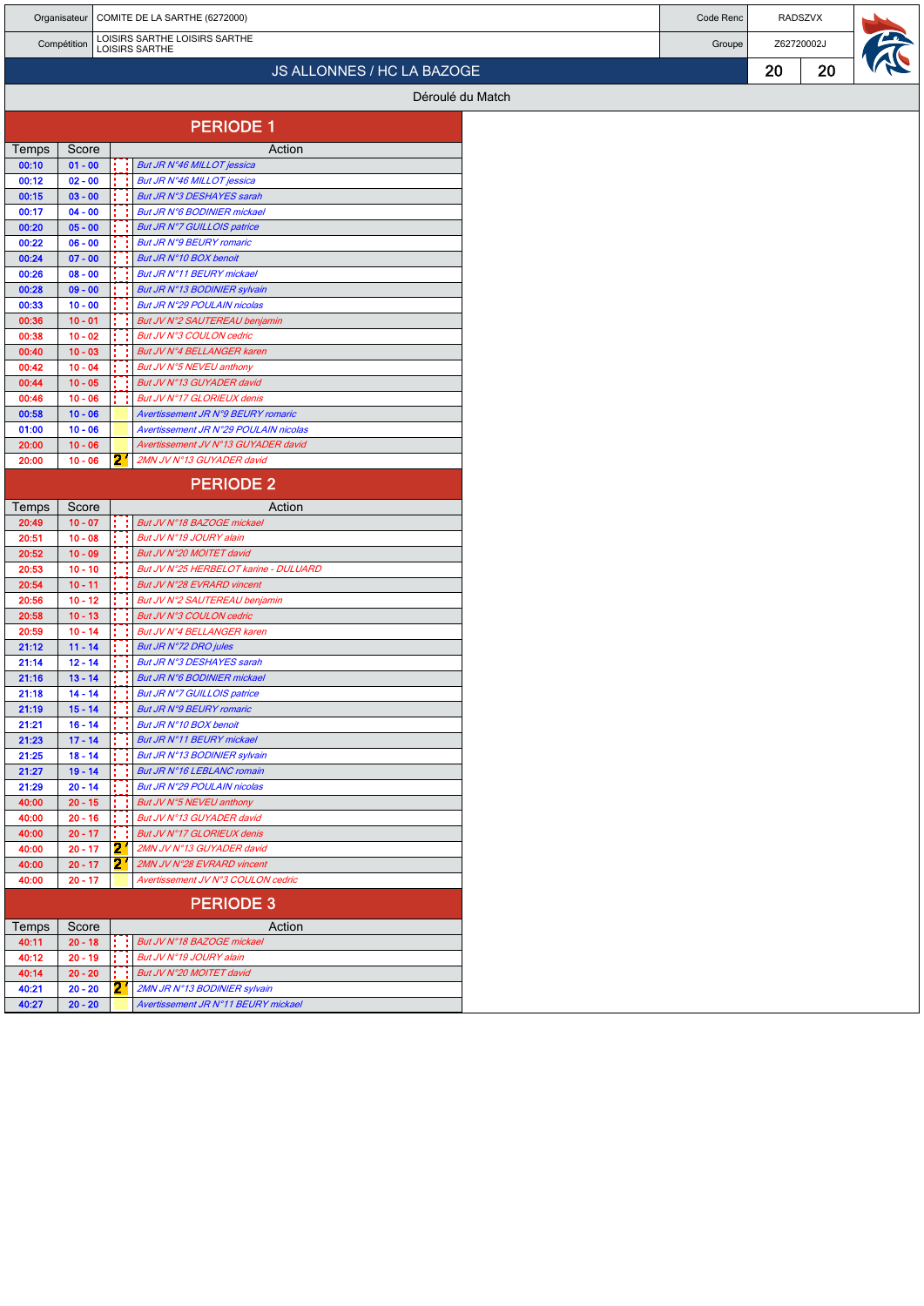| | | | |
|---|---|---|---|
| Organisateur | COMITE DE LA SARTHE (6272000) | Code Renc | RADSZVX |
| Compétition | LOISIRS SARTHE LOISIRS SARTHE LOISIRS SARTHE | Groupe | Z62720002J |

## JS ALLONNES / HC LA BAZOGE — 20 - 20

### Déroulé du Match

## PERIODE 1

| Temps | Score | Action |
|---|---|---|
| 00:10 | 01 - 00 | But JR N°46 MILLOT jessica |
| 00:12 | 02 - 00 | But JR N°46 MILLOT jessica |
| 00:15 | 03 - 00 | But JR N°3 DESHAYES sarah |
| 00:17 | 04 - 00 | But JR N°6 BODINIER mickael |
| 00:20 | 05 - 00 | But JR N°7 GUILLOIS patrice |
| 00:22 | 06 - 00 | But JR N°9 BEURY romaric |
| 00:24 | 07 - 00 | But JR N°10 BOX benoit |
| 00:26 | 08 - 00 | But JR N°11 BEURY mickael |
| 00:28 | 09 - 00 | But JR N°13 BODINIER sylvain |
| 00:33 | 10 - 00 | But JR N°29 POULAIN nicolas |
| 00:36 | 10 - 01 | But JV N°2 SAUTEREAU benjamin |
| 00:38 | 10 - 02 | But JV N°3 COULON cedric |
| 00:40 | 10 - 03 | But JV N°4 BELLANGER karen |
| 00:42 | 10 - 04 | But JV N°5 NEVEU anthony |
| 00:44 | 10 - 05 | But JV N°13 GUYADER david |
| 00:46 | 10 - 06 | But JV N°17 GLORIEUX denis |
| 00:58 | 10 - 06 | Avertissement JR N°9 BEURY romaric |
| 01:00 | 10 - 06 | Avertissement JR N°29 POULAIN nicolas |
| 20:00 | 10 - 06 | Avertissement JV N°13 GUYADER david |
| 20:00 | 10 - 06 | 2MN JV N°13 GUYADER david |

## PERIODE 2

| Temps | Score | Action |
|---|---|---|
| 20:49 | 10 - 07 | But JV N°18 BAZOGE mickael |
| 20:51 | 10 - 08 | But JV N°19 JOURY alain |
| 20:52 | 10 - 09 | But JV N°20 MOITET david |
| 20:53 | 10 - 10 | But JV N°25 HERBELOT karine - DULUARD |
| 20:54 | 10 - 11 | But JV N°28 EVRARD vincent |
| 20:56 | 10 - 12 | But JV N°2 SAUTEREAU benjamin |
| 20:58 | 10 - 13 | But JV N°3 COULON cedric |
| 20:59 | 10 - 14 | But JV N°4 BELLANGER karen |
| 21:12 | 11 - 14 | But JR N°72 DRO jules |
| 21:14 | 12 - 14 | But JR N°3 DESHAYES sarah |
| 21:16 | 13 - 14 | But JR N°6 BODINIER mickael |
| 21:18 | 14 - 14 | But JR N°7 GUILLOIS patrice |
| 21:19 | 15 - 14 | But JR N°9 BEURY romaric |
| 21:21 | 16 - 14 | But JR N°10 BOX benoit |
| 21:23 | 17 - 14 | But JR N°11 BEURY mickael |
| 21:25 | 18 - 14 | But JR N°13 BODINIER sylvain |
| 21:27 | 19 - 14 | But JR N°16 LEBLANC romain |
| 21:29 | 20 - 14 | But JR N°29 POULAIN nicolas |
| 40:00 | 20 - 15 | But JV N°5 NEVEU anthony |
| 40:00 | 20 - 16 | But JV N°13 GUYADER david |
| 40:00 | 20 - 17 | But JV N°17 GLORIEUX denis |
| 40:00 | 20 - 17 | 2MN JV N°13 GUYADER david |
| 40:00 | 20 - 17 | 2MN JV N°28 EVRARD vincent |
| 40:00 | 20 - 17 | Avertissement JV N°3 COULON cedric |

## PERIODE 3

| Temps | Score | Action |
|---|---|---|
| 40:11 | 20 - 18 | But JV N°18 BAZOGE mickael |
| 40:12 | 20 - 19 | But JV N°19 JOURY alain |
| 40:14 | 20 - 20 | But JV N°20 MOITET david |
| 40:21 | 20 - 20 | 2MN JR N°13 BODINIER sylvain |
| 40:27 | 20 - 20 | Avertissement JR N°11 BEURY mickael |